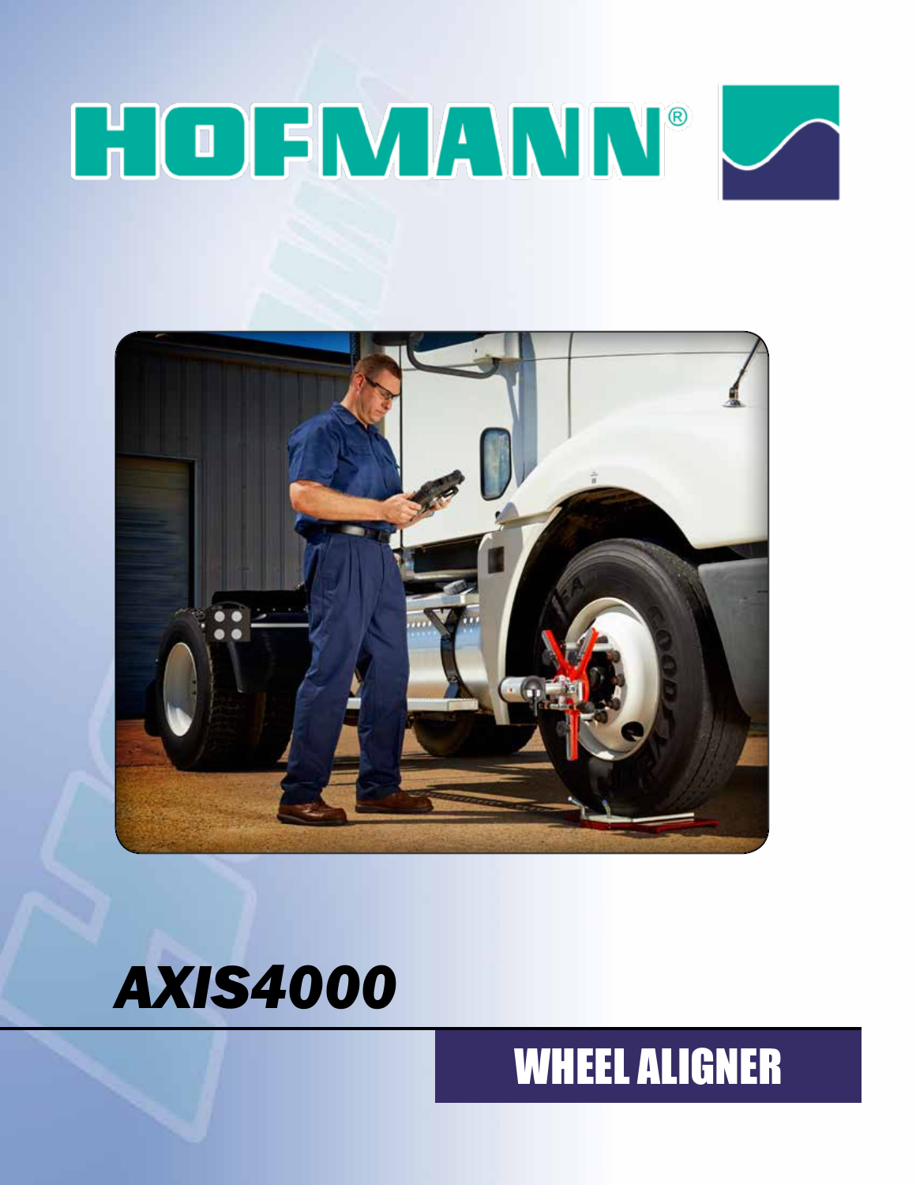# HOFMANN®

# *AXIS4000*

## WHEEL ALIGNER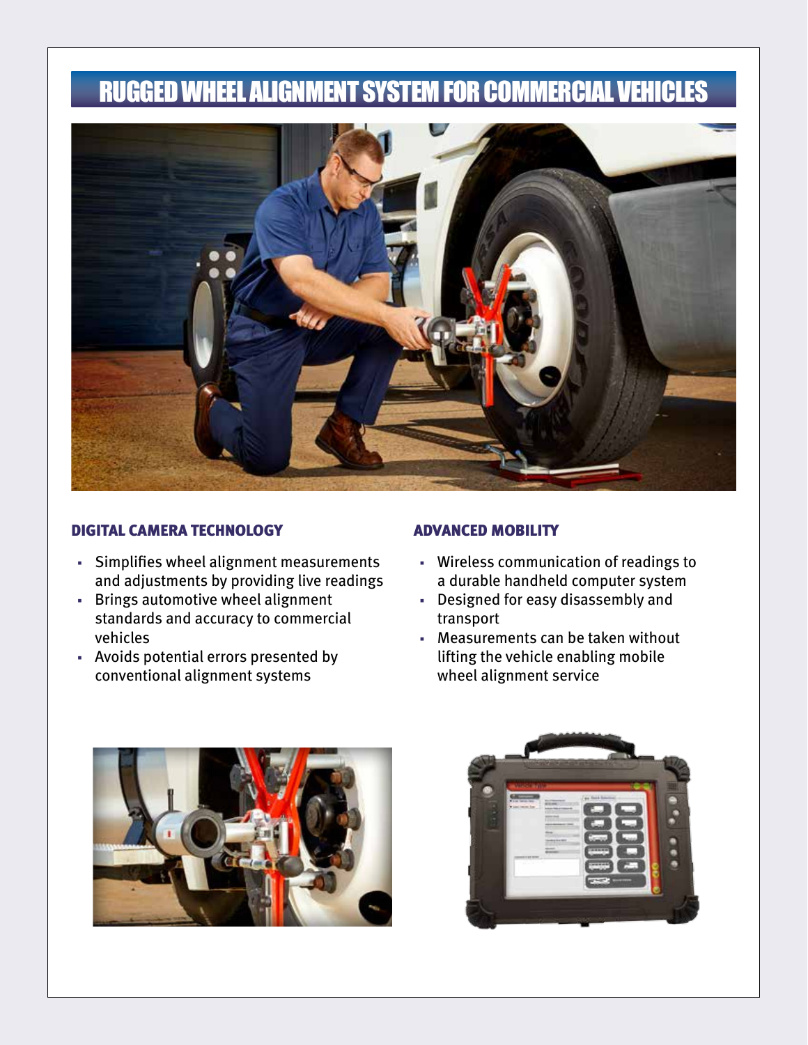# RUGGED WHEEL ALIGNMENT SYSTEM FOR COMMERCIAL VEHICLES

### DIGITAL CAMERA TECHNOLOGY

- Simplifies wheel alignment measurements and adjustments by providing live readings
- Brings automotive wheel alignment standards and accuracy to commercial vehicles
- Avoids potential errors presented by conventional alignment systems

### ADVANCED MOBILITY

- Wireless communication of readings to a durable handheld computer system
- Designed for easy disassembly and transport
- Measurements can be taken without lifting the vehicle enabling mobile wheel alignment service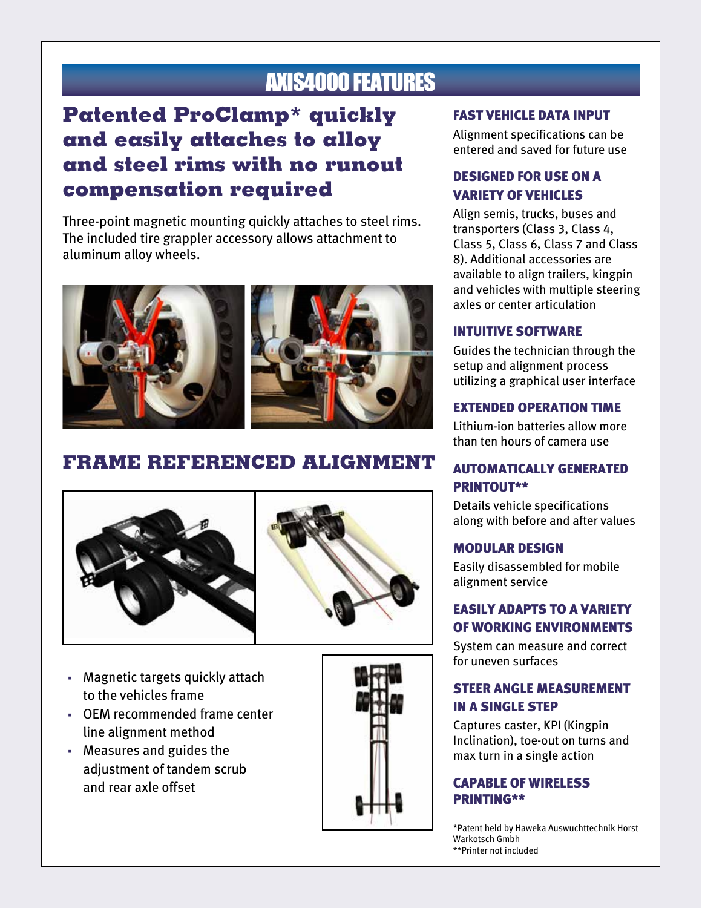# AXIS4000 FEATURES

## Patented ProClamp* quickly and easily attaches to alloy and steel rims with no runout compensation required

Three-point magnetic mounting quickly attaches to steel rims. The included tire grappler accessory allows attachment to aluminum alloy wheels.

## FRAME REFERENCED ALIGNMENT

- Magnetic targets quickly attach to the vehicles frame
- OEM recommended frame center line alignment method
- Measures and guides the adjustment of tandem scrub and rear axle offset

### FAST VEHICLE DATA INPUT

Alignment specifications can be entered and saved for future use

### DESIGNED FOR USE ON A VARIETY OF VEHICLES

Align semis, trucks, buses and transporters (Class 3, Class 4, Class 5, Class 6, Class 7 and Class 8). Additional accessories are available to align trailers, kingpin and vehicles with multiple steering axles or center articulation

### INTUITIVE SOFTWARE

Guides the technician through the setup and alignment process utilizing a graphical user interface

### EXTENDED OPERATION TIME

Lithium-ion batteries allow more than ten hours of camera use

### AUTOMATICALLY GENERATED PRINTOUT**

Details vehicle specifications along with before and after values

### MODULAR DESIGN

Easily disassembled for mobile alignment service

### EASILY ADAPTS TO A VARIETY OF WORKING ENVIRONMENTS

System can measure and correct for uneven surfaces

### STEER ANGLE MEASUREMENT IN A SINGLE STEP

Captures caster, KPI (Kingpin Inclination), toe-out on turns and max turn in a single action

### CAPABLE OF WIRELESS PRINTING**

*Patent held by Haweka Auswuchttechnik Horst Warkotsch Gmbh
**Printer not included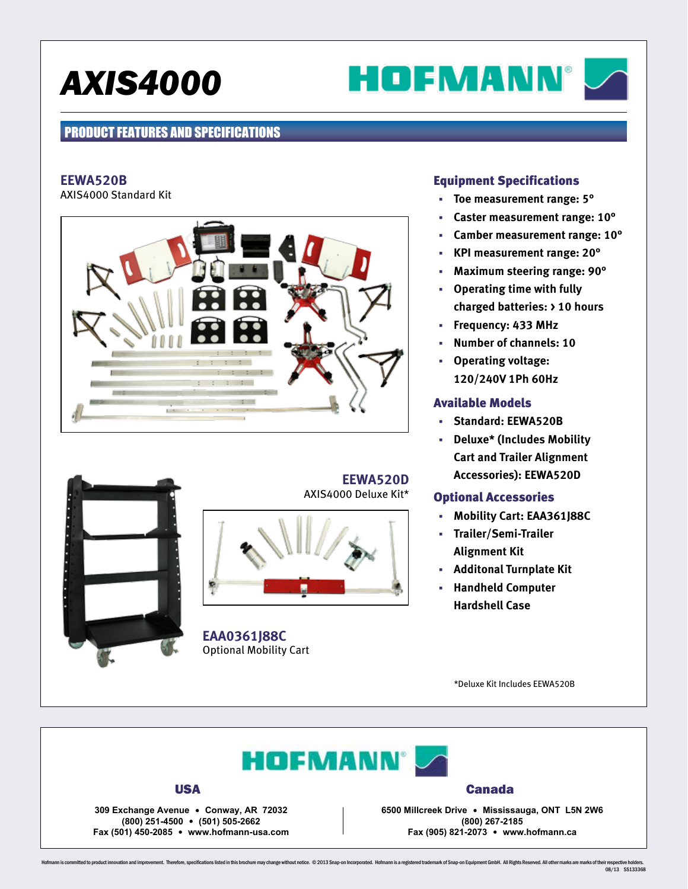# AXIS4000

## PRODUCT FEATURES AND SPECIFICATIONS

### EEWA520B
AXIS4000 Standard Kit

### EEWA520D
AXIS4000 Deluxe Kit*

### EAA0361J88C
Optional Mobility Cart

### Equipment Specifications

- Toe measurement range: 5°
- Caster measurement range: 10°
- Camber measurement range: 10°
- KPI measurement range: 20°
- Maximum steering range: 90°
- Operating time with fully charged batteries: > 10 hours
- Frequency: 433 MHz
- Number of channels: 10
- Operating voltage: 120/240V 1Ph 60Hz

### Available Models

- Standard: EEWA520B
- Deluxe* (Includes Mobility Cart and Trailer Alignment Accessories): EEWA520D

### Optional Accessories

- Mobility Cart: EAA361J88C
- Trailer/Semi-Trailer Alignment Kit
- Additonal Turnplate Kit
- Handheld Computer Hardshell Case

*Deluxe Kit Includes EEWA520B

HOFMANN

**USA**

309 Exchange Avenue • Conway, AR 72032
(800) 251-4500 • (501) 505-2662
Fax (501) 450-2085 • www.hofmann-usa.com

**Canada**

6500 Millcreek Drive • Mississauga, ONT L5N 2W6
(800) 267-2185
Fax (905) 821-2073 • www.hofmann.ca

Hofmann is committed to product innovation and improvement. Therefore, specifications listed in this brochure may change without notice. © 2013 Snap-on Incorporated. Hofmann is a registered trademark of Snap-on Equipment GmbH. All Rights Reserved. All other marks are marks of their respective holders.
08/13 SS133368